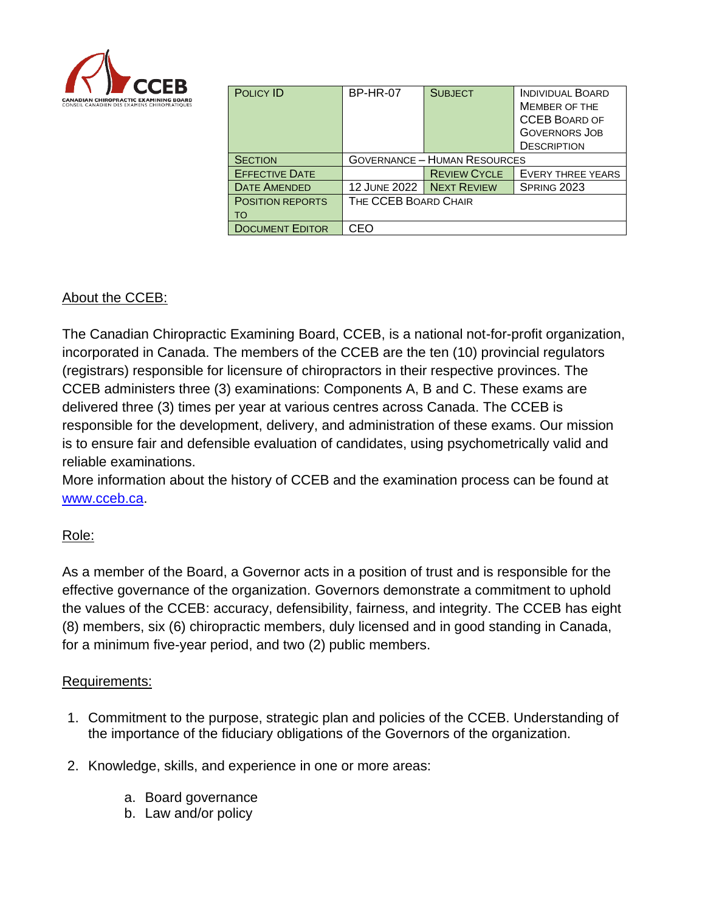| Policy ID | BP-HR-07 | Subject | Individual Board Member of the CCEB Board of Governors Job Description |
|---|---|---|---|
| Section | Governance – Human Resources | | |
| Effective Date | | Review Cycle | Every three years |
| Date Amended | 12 June 2022 | Next Review | Spring 2023 |
| Position Reports To | The CCEB Board Chair | | |
| Document Editor | CEO | | |

## About the CCEB:

The Canadian Chiropractic Examining Board, CCEB, is a national not-for-profit organization, incorporated in Canada. The members of the CCEB are the ten (10) provincial regulators (registrars) responsible for licensure of chiropractors in their respective provinces. The CCEB administers three (3) examinations: Components A, B and C. These exams are delivered three (3) times per year at various centres across Canada. The CCEB is responsible for the development, delivery, and administration of these exams. Our mission is to ensure fair and defensible evaluation of candidates, using psychometrically valid and reliable examinations.
More information about the history of CCEB and the examination process can be found at [www.cceb.ca](http://www.cceb.ca).

## Role:

As a member of the Board, a Governor acts in a position of trust and is responsible for the effective governance of the organization. Governors demonstrate a commitment to uphold the values of the CCEB: accuracy, defensibility, fairness, and integrity. The CCEB has eight (8) members, six (6) chiropractic members, duly licensed and in good standing in Canada, for a minimum five-year period, and two (2) public members.

## Requirements:

1. Commitment to the purpose, strategic plan and policies of the CCEB. Understanding of the importance of the fiduciary obligations of the Governors of the organization.

2. Knowledge, skills, and experience in one or more areas:

    a. Board governance
    b. Law and/or policy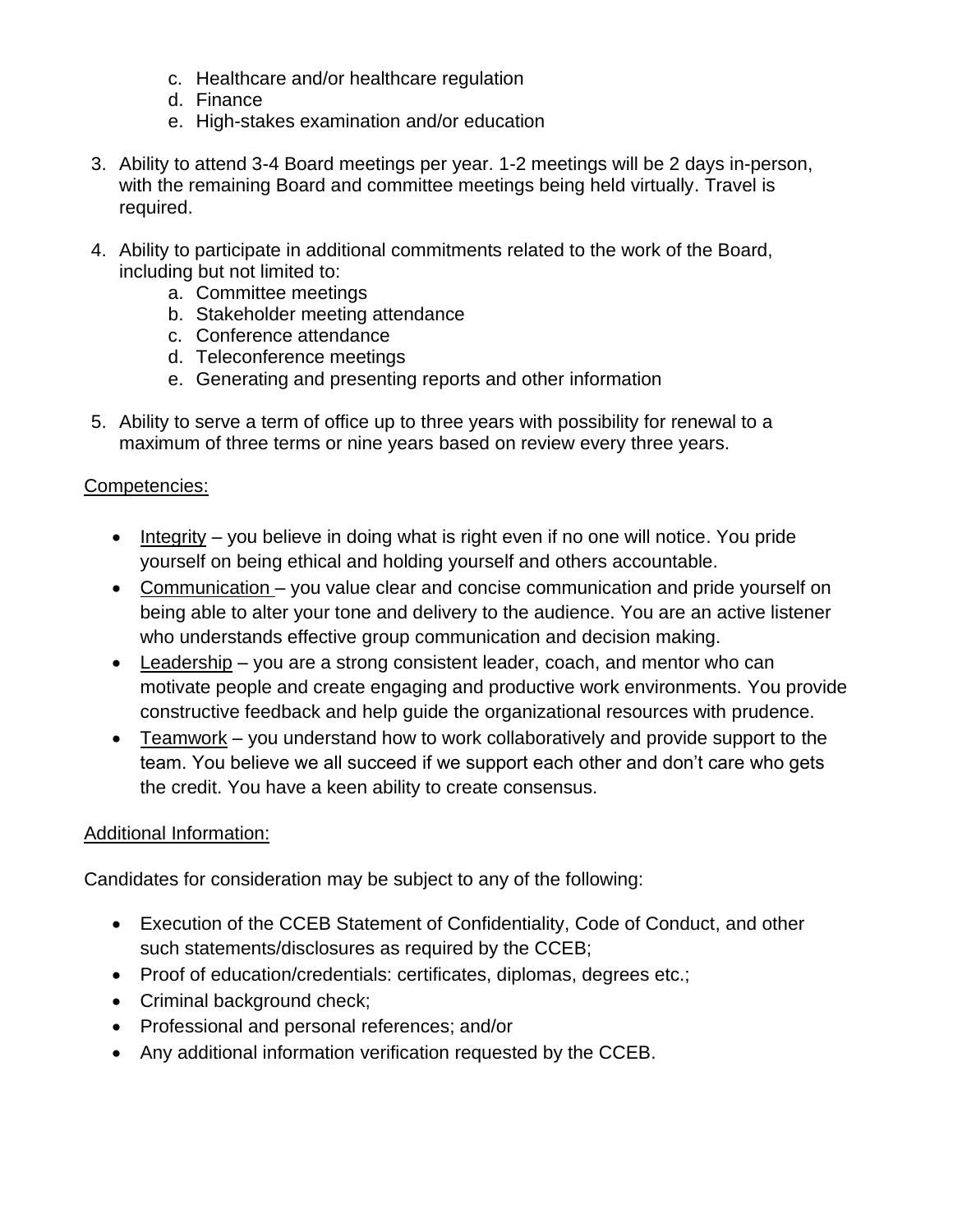c. Healthcare and/or healthcare regulation
   d. Finance
   e. High-stakes examination and/or education

3. Ability to attend 3-4 Board meetings per year. 1-2 meetings will be 2 days in-person, with the remaining Board and committee meetings being held virtually. Travel is required.

4. Ability to participate in additional commitments related to the work of the Board, including but not limited to:
   a. Committee meetings
   b. Stakeholder meeting attendance
   c. Conference attendance
   d. Teleconference meetings
   e. Generating and presenting reports and other information

5. Ability to serve a term of office up to three years with possibility for renewal to a maximum of three terms or nine years based on review every three years.

Competencies:

- Integrity – you believe in doing what is right even if no one will notice. You pride yourself on being ethical and holding yourself and others accountable.
- Communication – you value clear and concise communication and pride yourself on being able to alter your tone and delivery to the audience. You are an active listener who understands effective group communication and decision making.
- Leadership – you are a strong consistent leader, coach, and mentor who can motivate people and create engaging and productive work environments. You provide constructive feedback and help guide the organizational resources with prudence.
- Teamwork – you understand how to work collaboratively and provide support to the team. You believe we all succeed if we support each other and don't care who gets the credit. You have a keen ability to create consensus.

Additional Information:

Candidates for consideration may be subject to any of the following:

- Execution of the CCEB Statement of Confidentiality, Code of Conduct, and other such statements/disclosures as required by the CCEB;
- Proof of education/credentials: certificates, diplomas, degrees etc.;
- Criminal background check;
- Professional and personal references; and/or
- Any additional information verification requested by the CCEB.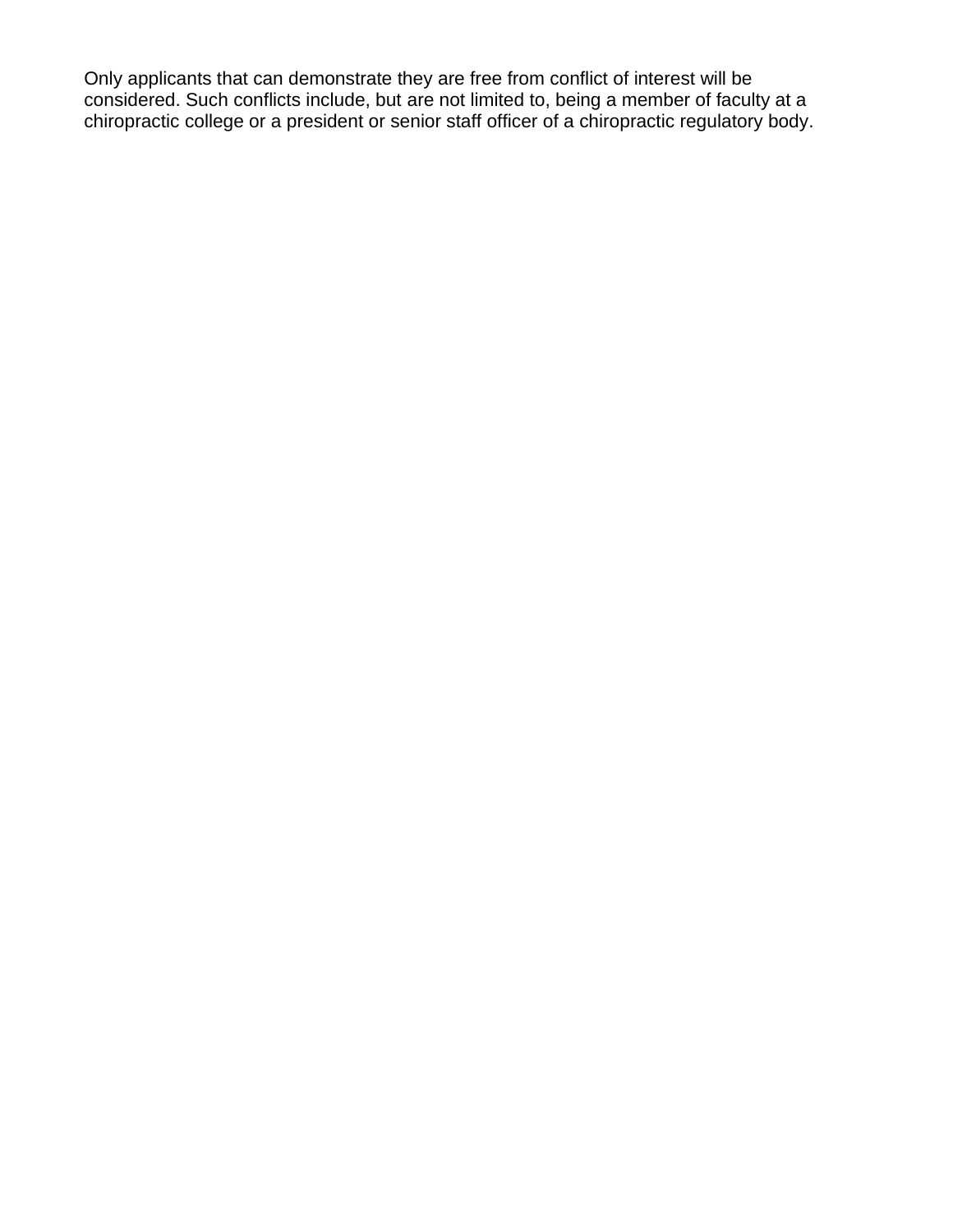Only applicants that can demonstrate they are free from conflict of interest will be considered. Such conflicts include, but are not limited to, being a member of faculty at a chiropractic college or a president or senior staff officer of a chiropractic regulatory body.